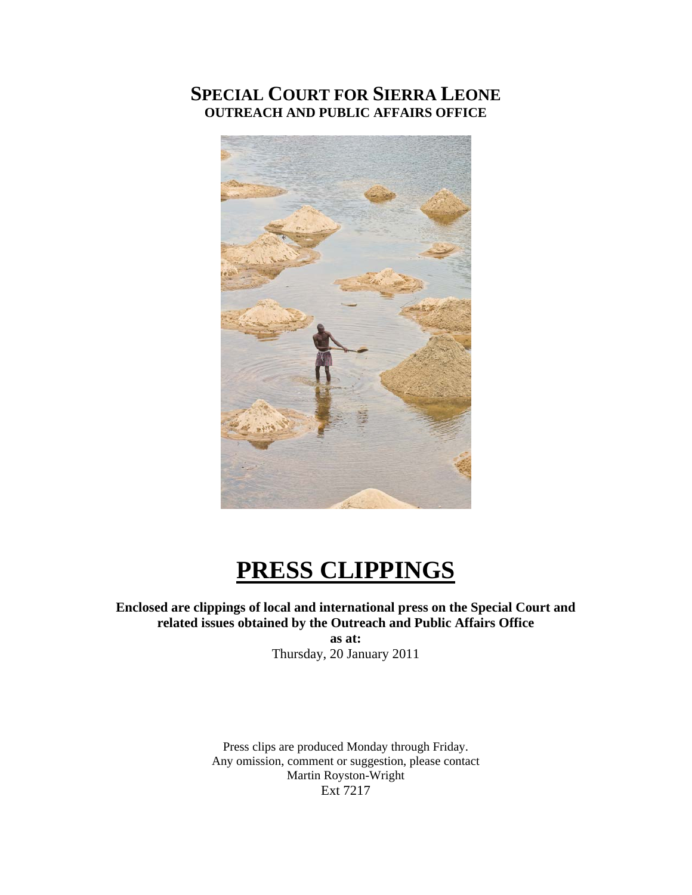# SPECIAL COURT FOR SIERRA LEONE
## OUTREACH AND PUBLIC AFFAIRS OFFICE

# PRESS CLIPPINGS

**Enclosed are clippings of local and international press on the Special Court and related issues obtained by the Outreach and Public Affairs Office**

**as at:**

Thursday, 20 January 2011

Press clips are produced Monday through Friday.
Any omission, comment or suggestion, please contact
Martin Royston-Wright
Ext 7217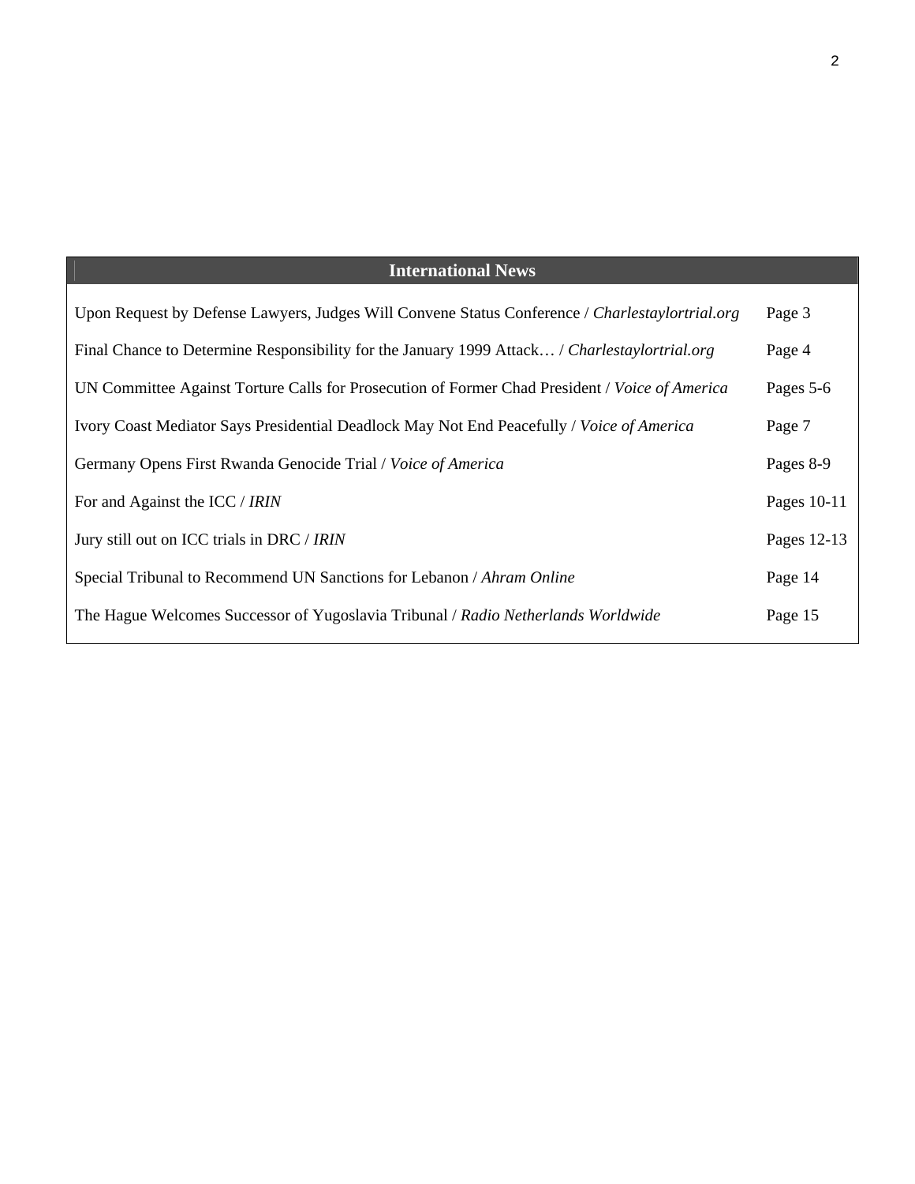## International News

| | |
|---|---|
| Upon Request by Defense Lawyers, Judges Will Convene Status Conference / *Charlestaylortrial.org* | Page 3 |
| Final Chance to Determine Responsibility for the January 1999 Attack… / *Charlestaylortrial.org* | Page 4 |
| UN Committee Against Torture Calls for Prosecution of Former Chad President / *Voice of America* | Pages 5-6 |
| Ivory Coast Mediator Says Presidential Deadlock May Not End Peacefully / *Voice of America* | Page 7 |
| Germany Opens First Rwanda Genocide Trial / *Voice of America* | Pages 8-9 |
| For and Against the ICC / *IRIN* | Pages 10-11 |
| Jury still out on ICC trials in DRC / *IRIN* | Pages 12-13 |
| Special Tribunal to Recommend UN Sanctions for Lebanon / *Ahram Online* | Page 14 |
| The Hague Welcomes Successor of Yugoslavia Tribunal / *Radio Netherlands Worldwide* | Page 15 |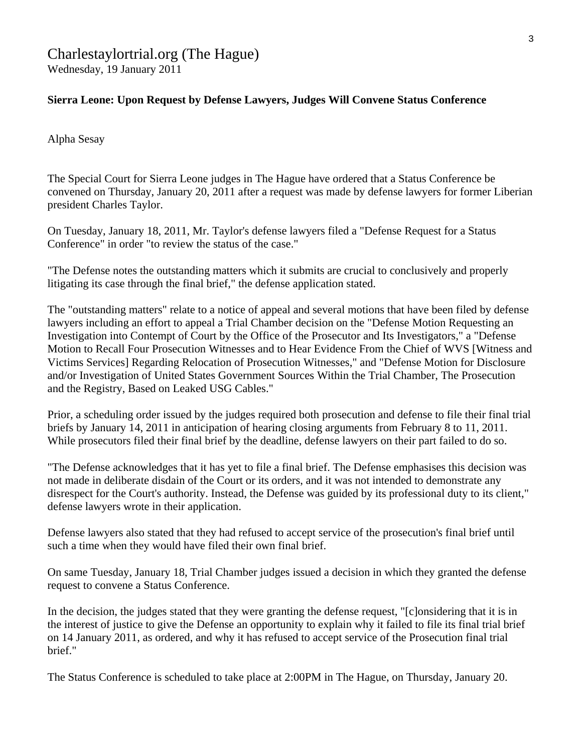## Charlestaylortrial.org (The Hague)

Wednesday, 19 January 2011

**Sierra Leone: Upon Request by Defense Lawyers, Judges Will Convene Status Conference**

Alpha Sesay

The Special Court for Sierra Leone judges in The Hague have ordered that a Status Conference be convened on Thursday, January 20, 2011 after a request was made by defense lawyers for former Liberian president Charles Taylor.

On Tuesday, January 18, 2011, Mr. Taylor's defense lawyers filed a "Defense Request for a Status Conference" in order "to review the status of the case."

"The Defense notes the outstanding matters which it submits are crucial to conclusively and properly litigating its case through the final brief," the defense application stated.

The "outstanding matters" relate to a notice of appeal and several motions that have been filed by defense lawyers including an effort to appeal a Trial Chamber decision on the "Defense Motion Requesting an Investigation into Contempt of Court by the Office of the Prosecutor and Its Investigators," a "Defense Motion to Recall Four Prosecution Witnesses and to Hear Evidence From the Chief of WVS [Witness and Victims Services] Regarding Relocation of Prosecution Witnesses," and "Defense Motion for Disclosure and/or Investigation of United States Government Sources Within the Trial Chamber, The Prosecution and the Registry, Based on Leaked USG Cables."

Prior, a scheduling order issued by the judges required both prosecution and defense to file their final trial briefs by January 14, 2011 in anticipation of hearing closing arguments from February 8 to 11, 2011. While prosecutors filed their final brief by the deadline, defense lawyers on their part failed to do so.

"The Defense acknowledges that it has yet to file a final brief. The Defense emphasises this decision was not made in deliberate disdain of the Court or its orders, and it was not intended to demonstrate any disrespect for the Court's authority. Instead, the Defense was guided by its professional duty to its client," defense lawyers wrote in their application.

Defense lawyers also stated that they had refused to accept service of the prosecution's final brief until such a time when they would have filed their own final brief.

On same Tuesday, January 18, Trial Chamber judges issued a decision in which they granted the defense request to convene a Status Conference.

In the decision, the judges stated that they were granting the defense request, "[c]onsidering that it is in the interest of justice to give the Defense an opportunity to explain why it failed to file its final trial brief on 14 January 2011, as ordered, and why it has refused to accept service of the Prosecution final trial brief."

The Status Conference is scheduled to take place at 2:00PM in The Hague, on Thursday, January 20.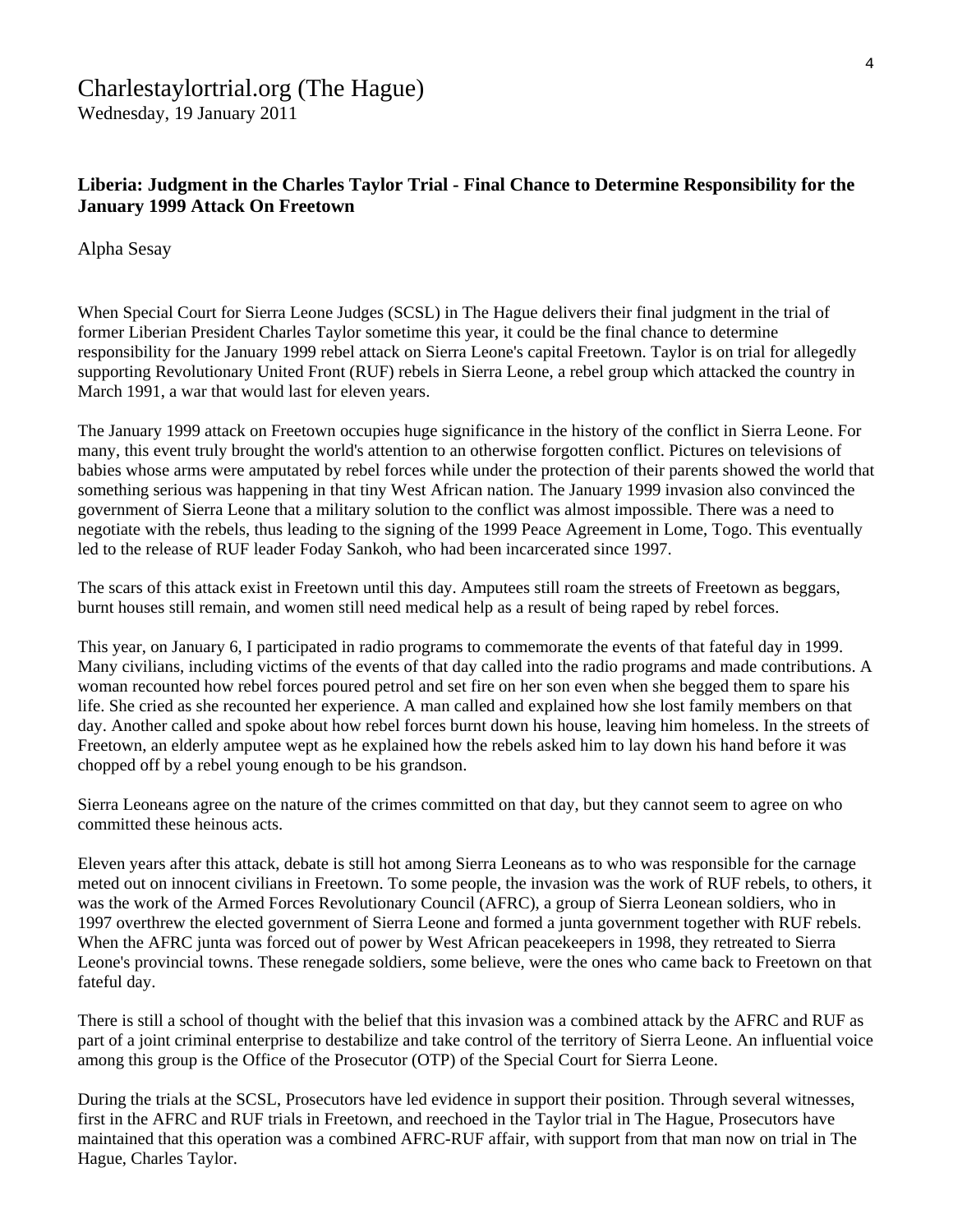Charlestaylortrial.org (The Hague)
Wednesday, 19 January 2011

**Liberia: Judgment in the Charles Taylor Trial - Final Chance to Determine Responsibility for the January 1999 Attack On Freetown**

Alpha Sesay

When Special Court for Sierra Leone Judges (SCSL) in The Hague delivers their final judgment in the trial of former Liberian President Charles Taylor sometime this year, it could be the final chance to determine responsibility for the January 1999 rebel attack on Sierra Leone's capital Freetown. Taylor is on trial for allegedly supporting Revolutionary United Front (RUF) rebels in Sierra Leone, a rebel group which attacked the country in March 1991, a war that would last for eleven years.

The January 1999 attack on Freetown occupies huge significance in the history of the conflict in Sierra Leone. For many, this event truly brought the world's attention to an otherwise forgotten conflict. Pictures on televisions of babies whose arms were amputated by rebel forces while under the protection of their parents showed the world that something serious was happening in that tiny West African nation. The January 1999 invasion also convinced the government of Sierra Leone that a military solution to the conflict was almost impossible. There was a need to negotiate with the rebels, thus leading to the signing of the 1999 Peace Agreement in Lome, Togo. This eventually led to the release of RUF leader Foday Sankoh, who had been incarcerated since 1997.

The scars of this attack exist in Freetown until this day. Amputees still roam the streets of Freetown as beggars, burnt houses still remain, and women still need medical help as a result of being raped by rebel forces.

This year, on January 6, I participated in radio programs to commemorate the events of that fateful day in 1999. Many civilians, including victims of the events of that day called into the radio programs and made contributions. A woman recounted how rebel forces poured petrol and set fire on her son even when she begged them to spare his life. She cried as she recounted her experience. A man called and explained how she lost family members on that day. Another called and spoke about how rebel forces burnt down his house, leaving him homeless. In the streets of Freetown, an elderly amputee wept as he explained how the rebels asked him to lay down his hand before it was chopped off by a rebel young enough to be his grandson.

Sierra Leoneans agree on the nature of the crimes committed on that day, but they cannot seem to agree on who committed these heinous acts.

Eleven years after this attack, debate is still hot among Sierra Leoneans as to who was responsible for the carnage meted out on innocent civilians in Freetown. To some people, the invasion was the work of RUF rebels, to others, it was the work of the Armed Forces Revolutionary Council (AFRC), a group of Sierra Leonean soldiers, who in 1997 overthrew the elected government of Sierra Leone and formed a junta government together with RUF rebels. When the AFRC junta was forced out of power by West African peacekeepers in 1998, they retreated to Sierra Leone's provincial towns. These renegade soldiers, some believe, were the ones who came back to Freetown on that fateful day.

There is still a school of thought with the belief that this invasion was a combined attack by the AFRC and RUF as part of a joint criminal enterprise to destabilize and take control of the territory of Sierra Leone. An influential voice among this group is the Office of the Prosecutor (OTP) of the Special Court for Sierra Leone.

During the trials at the SCSL, Prosecutors have led evidence in support their position. Through several witnesses, first in the AFRC and RUF trials in Freetown, and reechoed in the Taylor trial in The Hague, Prosecutors have maintained that this operation was a combined AFRC-RUF affair, with support from that man now on trial in The Hague, Charles Taylor.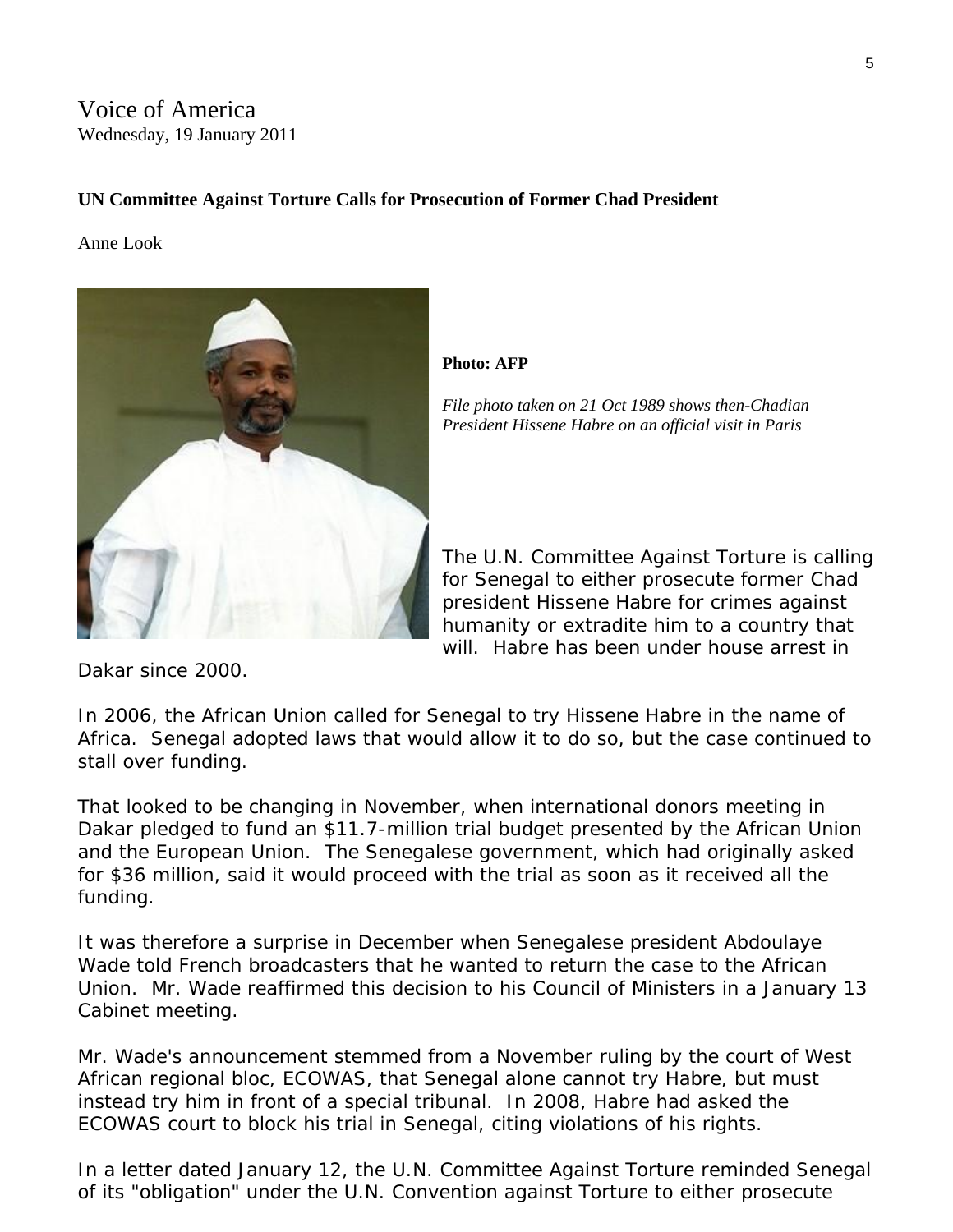Voice of America
Wednesday, 19 January 2011

**UN Committee Against Torture Calls for Prosecution of Former Chad President**

Anne Look

**Photo: AFP**

*File photo taken on 21 Oct 1989 shows then-Chadian President Hissene Habre on an official visit in Paris*

The U.N. Committee Against Torture is calling for Senegal to either prosecute former Chad president Hissene Habre for crimes against humanity or extradite him to a country that will. Habre has been under house arrest in Dakar since 2000.

In 2006, the African Union called for Senegal to try Hissene Habre in the name of Africa. Senegal adopted laws that would allow it to do so, but the case continued to stall over funding.

That looked to be changing in November, when international donors meeting in Dakar pledged to fund an $11.7-million trial budget presented by the African Union and the European Union. The Senegalese government, which had originally asked for $36 million, said it would proceed with the trial as soon as it received all the funding.

It was therefore a surprise in December when Senegalese president Abdoulaye Wade told French broadcasters that he wanted to return the case to the African Union. Mr. Wade reaffirmed this decision to his Council of Ministers in a January 13 Cabinet meeting.

Mr. Wade's announcement stemmed from a November ruling by the court of West African regional bloc, ECOWAS, that Senegal alone cannot try Habre, but must instead try him in front of a special tribunal. In 2008, Habre had asked the ECOWAS court to block his trial in Senegal, citing violations of his rights.

In a letter dated January 12, the U.N. Committee Against Torture reminded Senegal of its "obligation" under the U.N. Convention against Torture to either prosecute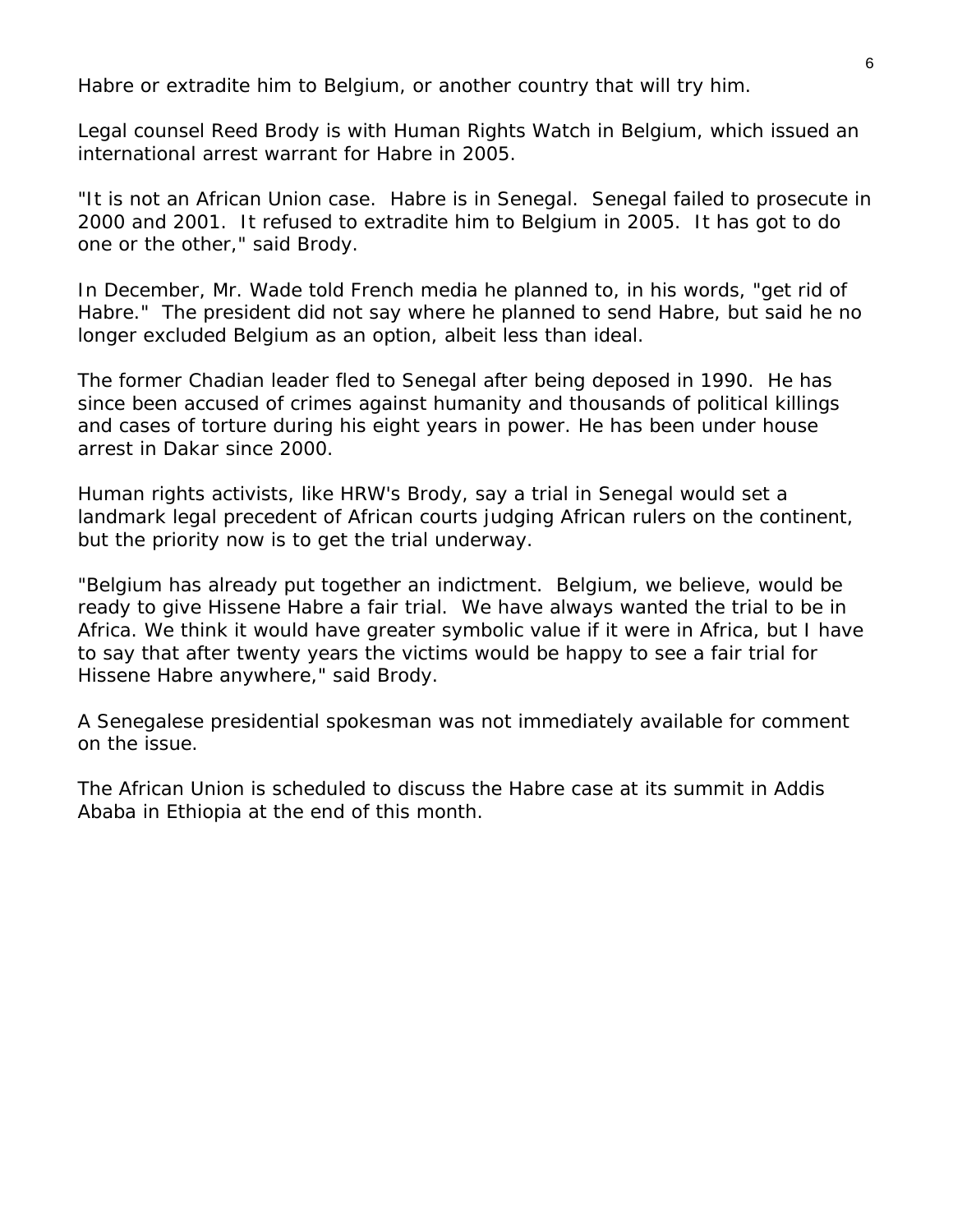Habre or extradite him to Belgium, or another country that will try him.

Legal counsel Reed Brody is with Human Rights Watch in Belgium, which issued an international arrest warrant for Habre in 2005.

"It is not an African Union case. Habre is in Senegal. Senegal failed to prosecute in 2000 and 2001. It refused to extradite him to Belgium in 2005. It has got to do one or the other," said Brody.

In December, Mr. Wade told French media he planned to, in his words, "get rid of Habre." The president did not say where he planned to send Habre, but said he no longer excluded Belgium as an option, albeit less than ideal.

The former Chadian leader fled to Senegal after being deposed in 1990. He has since been accused of crimes against humanity and thousands of political killings and cases of torture during his eight years in power. He has been under house arrest in Dakar since 2000.

Human rights activists, like HRW's Brody, say a trial in Senegal would set a landmark legal precedent of African courts judging African rulers on the continent, but the priority now is to get the trial underway.

"Belgium has already put together an indictment. Belgium, we believe, would be ready to give Hissene Habre a fair trial. We have always wanted the trial to be in Africa. We think it would have greater symbolic value if it were in Africa, but I have to say that after twenty years the victims would be happy to see a fair trial for Hissene Habre anywhere," said Brody.

A Senegalese presidential spokesman was not immediately available for comment on the issue.

The African Union is scheduled to discuss the Habre case at its summit in Addis Ababa in Ethiopia at the end of this month.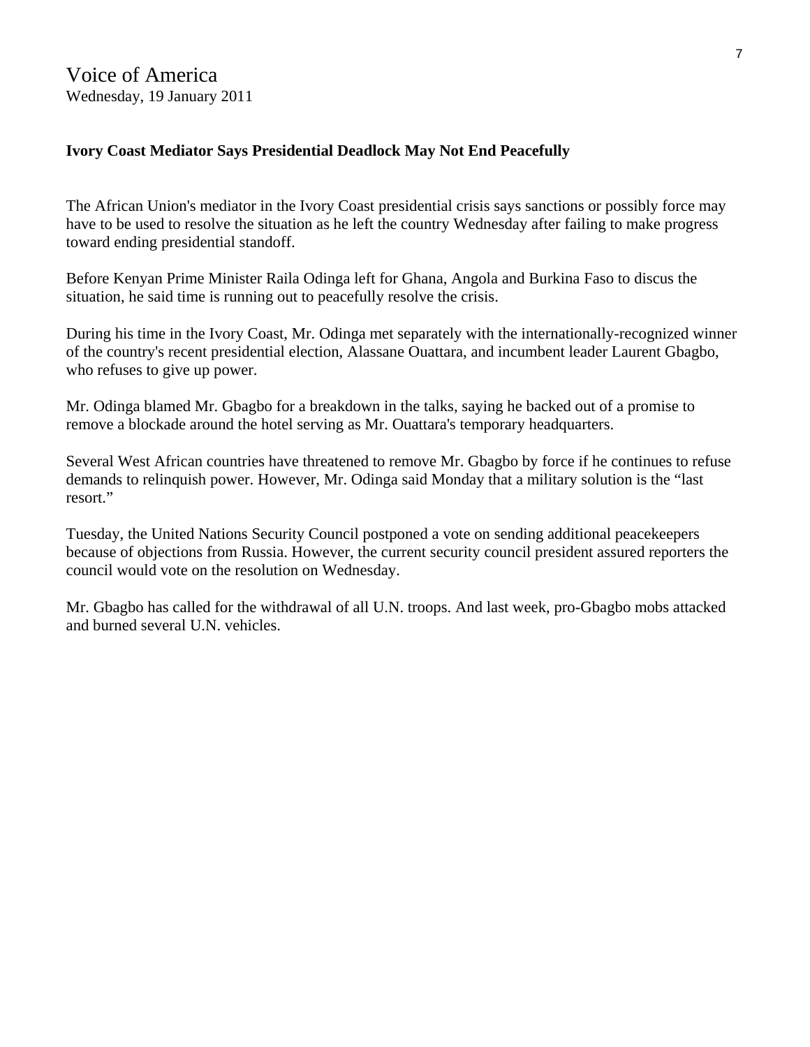Voice of America
Wednesday, 19 January 2011

**Ivory Coast Mediator Says Presidential Deadlock May Not End Peacefully**

The African Union's mediator in the Ivory Coast presidential crisis says sanctions or possibly force may have to be used to resolve the situation as he left the country Wednesday after failing to make progress toward ending presidential standoff.

Before Kenyan Prime Minister Raila Odinga left for Ghana, Angola and Burkina Faso to discus the situation, he said time is running out to peacefully resolve the crisis.

During his time in the Ivory Coast, Mr. Odinga met separately with the internationally-recognized winner of the country's recent presidential election, Alassane Ouattara, and incumbent leader Laurent Gbagbo, who refuses to give up power.

Mr. Odinga blamed Mr. Gbagbo for a breakdown in the talks, saying he backed out of a promise to remove a blockade around the hotel serving as Mr. Ouattara's temporary headquarters.

Several West African countries have threatened to remove Mr. Gbagbo by force if he continues to refuse demands to relinquish power. However, Mr. Odinga said Monday that a military solution is the "last resort."

Tuesday, the United Nations Security Council postponed a vote on sending additional peacekeepers because of objections from Russia. However, the current security council president assured reporters the council would vote on the resolution on Wednesday.

Mr. Gbagbo has called for the withdrawal of all U.N. troops. And last week, pro-Gbagbo mobs attacked and burned several U.N. vehicles.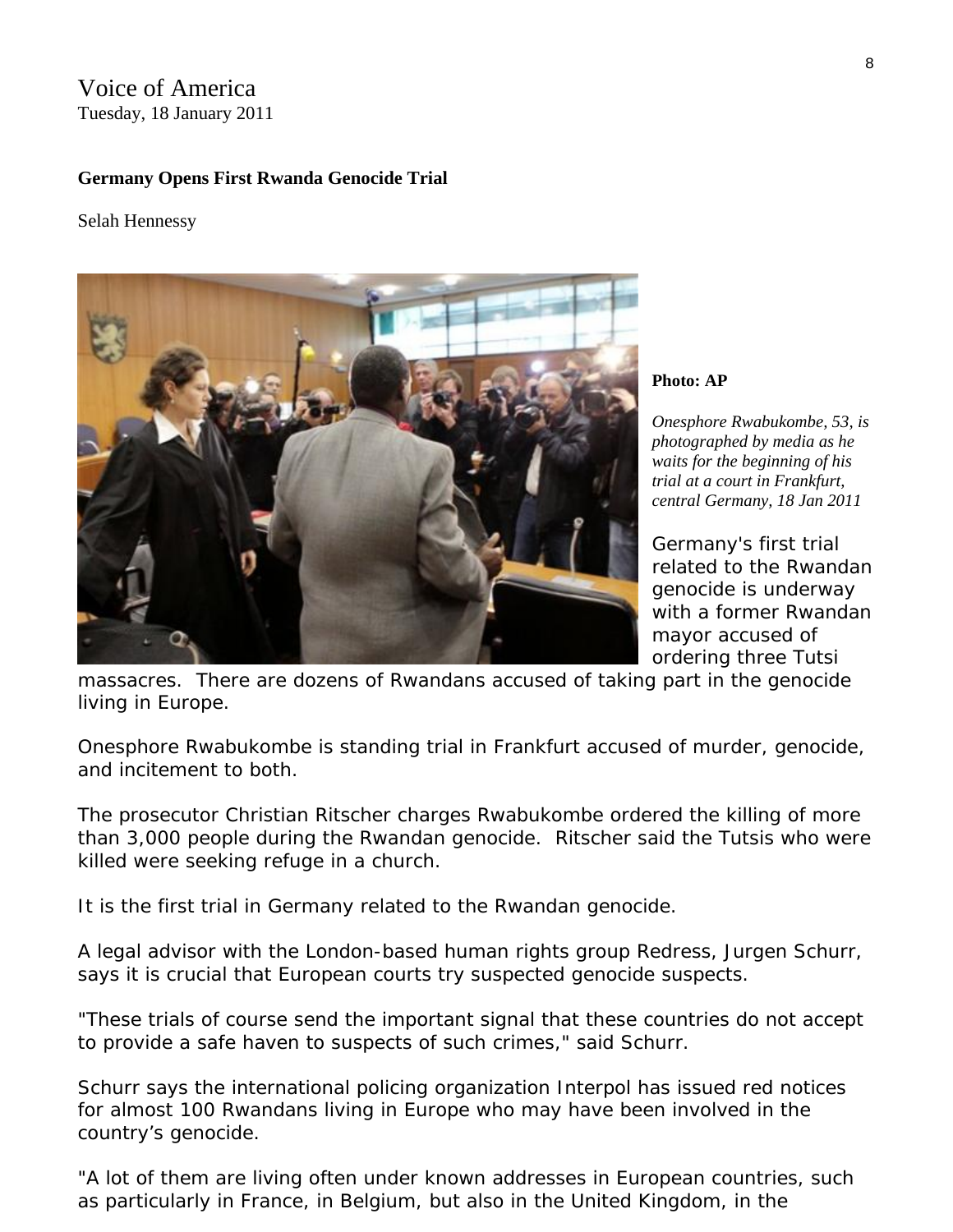Voice of America
Tuesday, 18 January 2011

**Germany Opens First Rwanda Genocide Trial**

Selah Hennessy

**Photo: AP**

*Onesphore Rwabukombe, 53, is photographed by media as he waits for the beginning of his trial at a court in Frankfurt, central Germany, 18 Jan 2011*

Germany's first trial related to the Rwandan genocide is underway with a former Rwandan mayor accused of ordering three Tutsi massacres. There are dozens of Rwandans accused of taking part in the genocide living in Europe.

Onesphore Rwabukombe is standing trial in Frankfurt accused of murder, genocide, and incitement to both.

The prosecutor Christian Ritscher charges Rwabukombe ordered the killing of more than 3,000 people during the Rwandan genocide. Ritscher said the Tutsis who were killed were seeking refuge in a church.

It is the first trial in Germany related to the Rwandan genocide.

A legal advisor with the London-based human rights group Redress, Jurgen Schurr, says it is crucial that European courts try suspected genocide suspects.

"These trials of course send the important signal that these countries do not accept to provide a safe haven to suspects of such crimes," said Schurr.

Schurr says the international policing organization Interpol has issued red notices for almost 100 Rwandans living in Europe who may have been involved in the country's genocide.

"A lot of them are living often under known addresses in European countries, such as particularly in France, in Belgium, but also in the United Kingdom, in the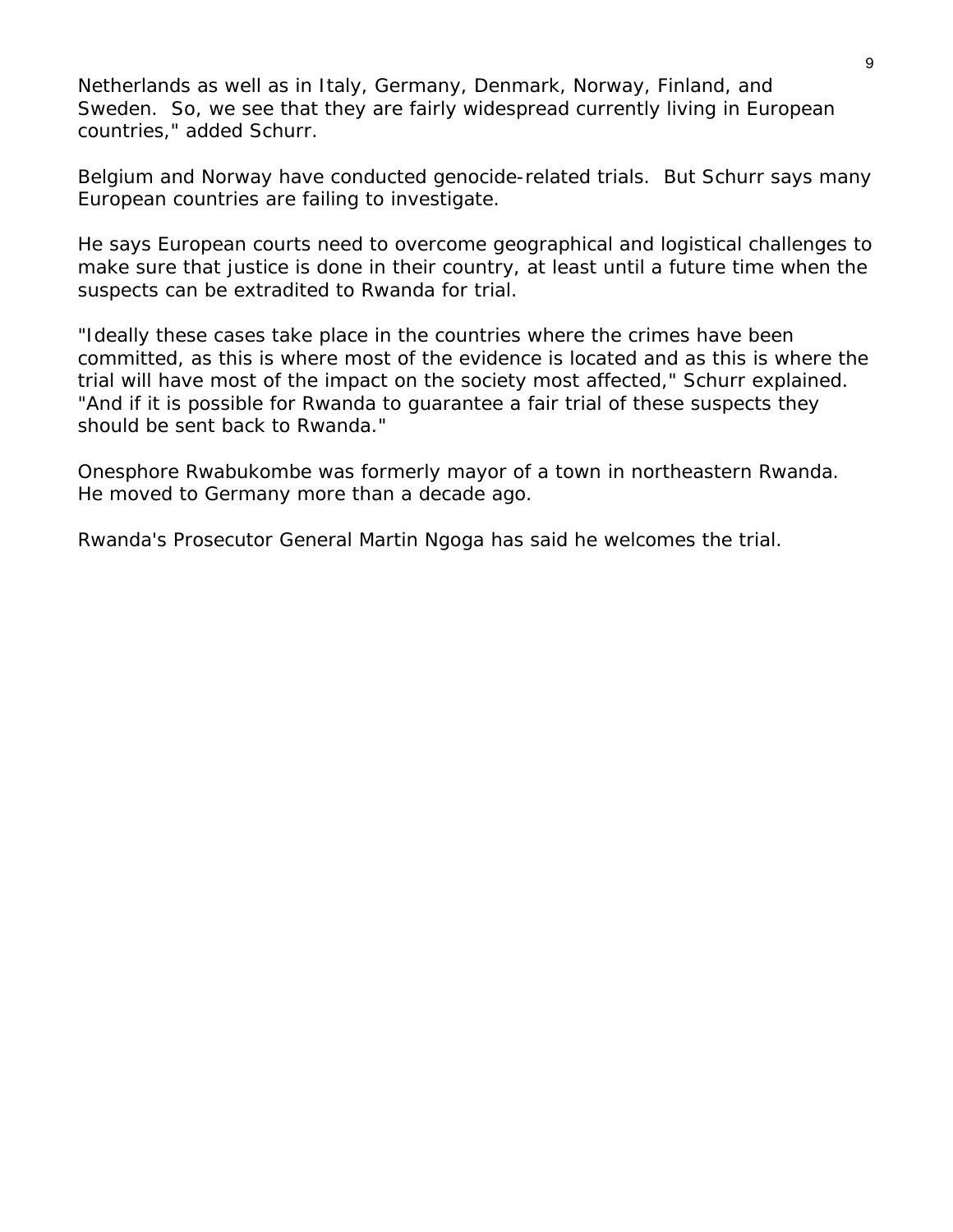Netherlands as well as in Italy, Germany, Denmark, Norway, Finland, and Sweden. So, we see that they are fairly widespread currently living in European countries," added Schurr.

Belgium and Norway have conducted genocide-related trials. But Schurr says many European countries are failing to investigate.

He says European courts need to overcome geographical and logistical challenges to make sure that justice is done in their country, at least until a future time when the suspects can be extradited to Rwanda for trial.

"Ideally these cases take place in the countries where the crimes have been committed, as this is where most of the evidence is located and as this is where the trial will have most of the impact on the society most affected," Schurr explained. "And if it is possible for Rwanda to guarantee a fair trial of these suspects they should be sent back to Rwanda."

Onesphore Rwabukombe was formerly mayor of a town in northeastern Rwanda. He moved to Germany more than a decade ago.

Rwanda's Prosecutor General Martin Ngoga has said he welcomes the trial.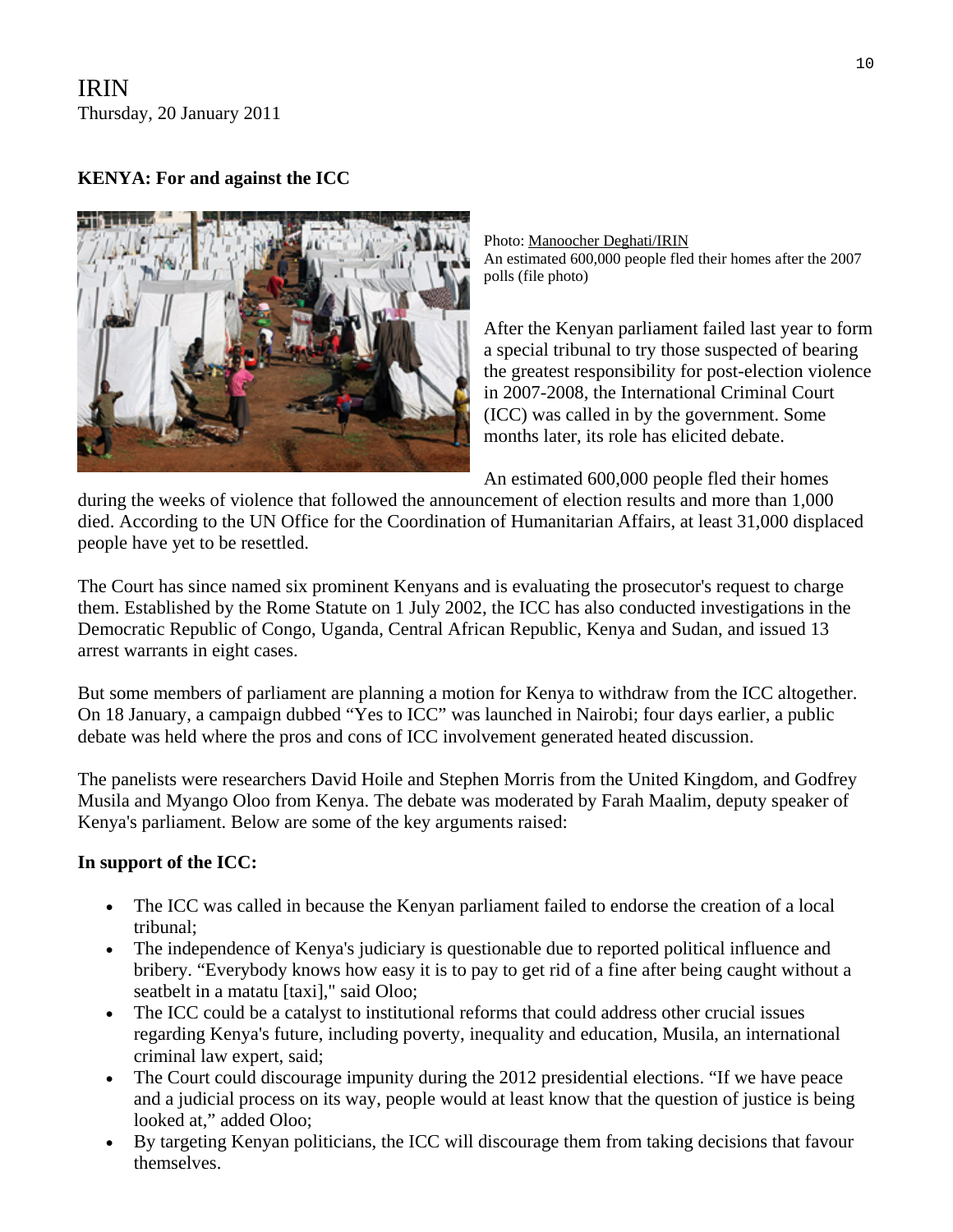IRIN
Thursday, 20 January 2011

**KENYA: For and against the ICC**

Photo: Manoocher Deghati/IRIN
An estimated 600,000 people fled their homes after the 2007 polls (file photo)

After the Kenyan parliament failed last year to form a special tribunal to try those suspected of bearing the greatest responsibility for post-election violence in 2007-2008, the International Criminal Court (ICC) was called in by the government. Some months later, its role has elicited debate.

An estimated 600,000 people fled their homes during the weeks of violence that followed the announcement of election results and more than 1,000 died. According to the UN Office for the Coordination of Humanitarian Affairs, at least 31,000 displaced people have yet to be resettled.

The Court has since named six prominent Kenyans and is evaluating the prosecutor's request to charge them. Established by the Rome Statute on 1 July 2002, the ICC has also conducted investigations in the Democratic Republic of Congo, Uganda, Central African Republic, Kenya and Sudan, and issued 13 arrest warrants in eight cases.

But some members of parliament are planning a motion for Kenya to withdraw from the ICC altogether. On 18 January, a campaign dubbed "Yes to ICC" was launched in Nairobi; four days earlier, a public debate was held where the pros and cons of ICC involvement generated heated discussion.

The panelists were researchers David Hoile and Stephen Morris from the United Kingdom, and Godfrey Musila and Myango Oloo from Kenya. The debate was moderated by Farah Maalim, deputy speaker of Kenya's parliament. Below are some of the key arguments raised:

**In support of the ICC:**

- The ICC was called in because the Kenyan parliament failed to endorse the creation of a local tribunal;
- The independence of Kenya's judiciary is questionable due to reported political influence and bribery. "Everybody knows how easy it is to pay to get rid of a fine after being caught without a seatbelt in a matatu [taxi]," said Oloo;
- The ICC could be a catalyst to institutional reforms that could address other crucial issues regarding Kenya's future, including poverty, inequality and education, Musila, an international criminal law expert, said;
- The Court could discourage impunity during the 2012 presidential elections. "If we have peace and a judicial process on its way, people would at least know that the question of justice is being looked at," added Oloo;
- By targeting Kenyan politicians, the ICC will discourage them from taking decisions that favour themselves.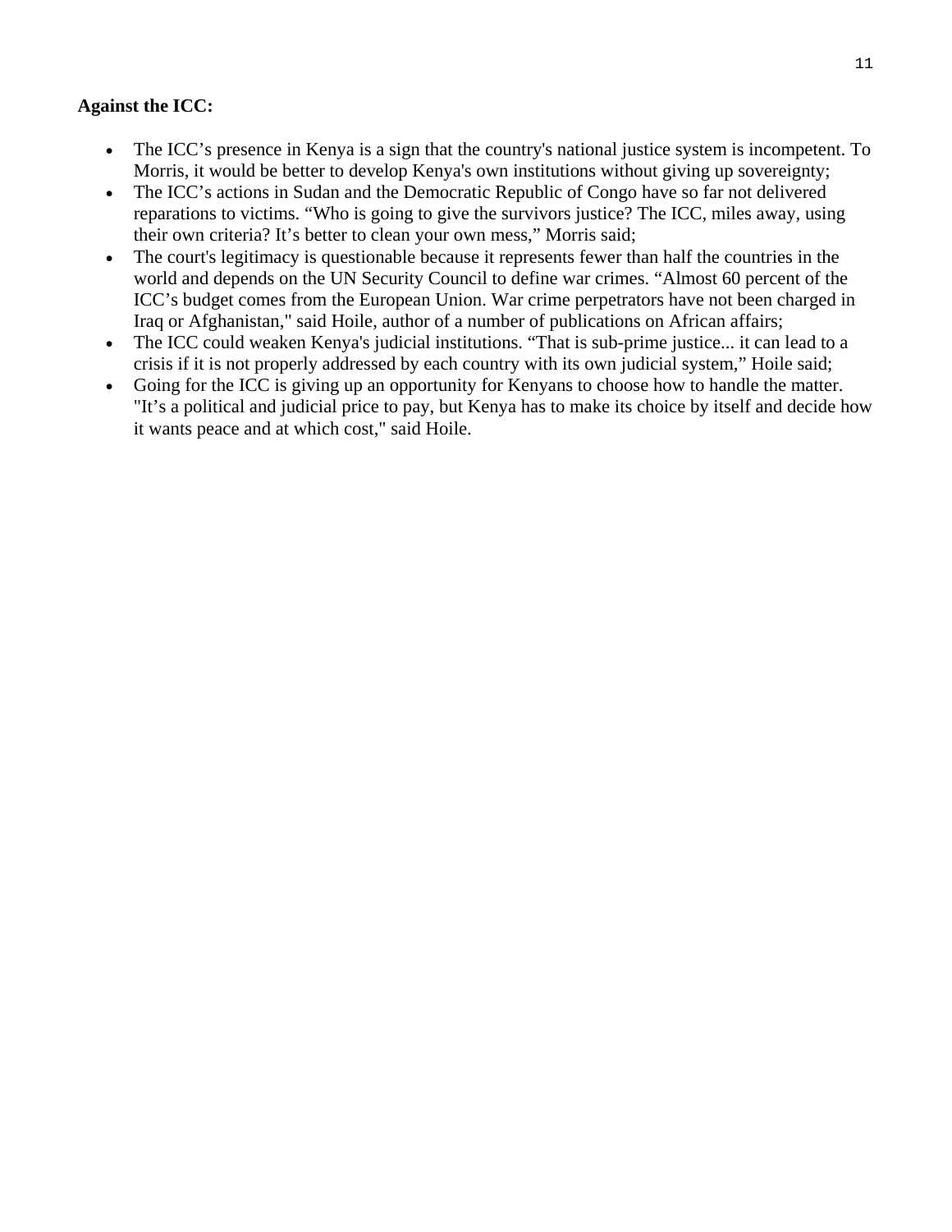**Against the ICC:**

- The ICC's presence in Kenya is a sign that the country's national justice system is incompetent. To Morris, it would be better to develop Kenya's own institutions without giving up sovereignty;
- The ICC's actions in Sudan and the Democratic Republic of Congo have so far not delivered reparations to victims. "Who is going to give the survivors justice? The ICC, miles away, using their own criteria? It's better to clean your own mess," Morris said;
- The court's legitimacy is questionable because it represents fewer than half the countries in the world and depends on the UN Security Council to define war crimes. "Almost 60 percent of the ICC's budget comes from the European Union. War crime perpetrators have not been charged in Iraq or Afghanistan," said Hoile, author of a number of publications on African affairs;
- The ICC could weaken Kenya's judicial institutions. "That is sub-prime justice... it can lead to a crisis if it is not properly addressed by each country with its own judicial system," Hoile said;
- Going for the ICC is giving up an opportunity for Kenyans to choose how to handle the matter. "It's a political and judicial price to pay, but Kenya has to make its choice by itself and decide how it wants peace and at which cost," said Hoile.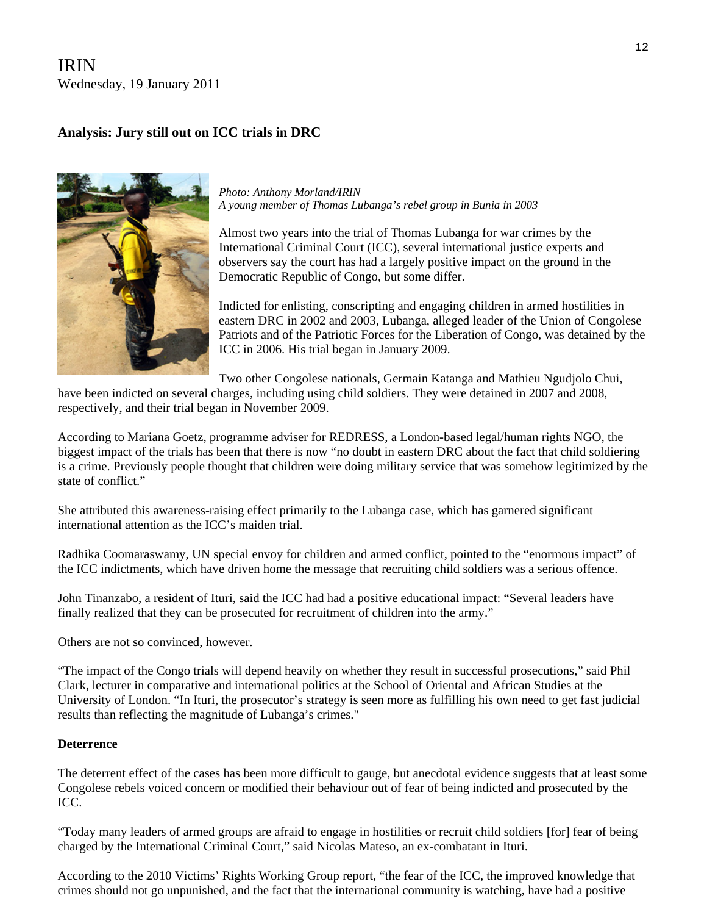IRIN
Wednesday, 19 January 2011

### Analysis: Jury still out on ICC trials in DRC

*Photo: Anthony Morland/IRIN*
*A young member of Thomas Lubanga's rebel group in Bunia in 2003*

Almost two years into the trial of Thomas Lubanga for war crimes by the International Criminal Court (ICC), several international justice experts and observers say the court has had a largely positive impact on the ground in the Democratic Republic of Congo, but some differ.

Indicted for enlisting, conscripting and engaging children in armed hostilities in eastern DRC in 2002 and 2003, Lubanga, alleged leader of the Union of Congolese Patriots and of the Patriotic Forces for the Liberation of Congo, was detained by the ICC in 2006. His trial began in January 2009.

Two other Congolese nationals, Germain Katanga and Mathieu Ngudjolo Chui, have been indicted on several charges, including using child soldiers. They were detained in 2007 and 2008, respectively, and their trial began in November 2009.

According to Mariana Goetz, programme adviser for REDRESS, a London-based legal/human rights NGO, the biggest impact of the trials has been that there is now "no doubt in eastern DRC about the fact that child soldiering is a crime. Previously people thought that children were doing military service that was somehow legitimized by the state of conflict."

She attributed this awareness-raising effect primarily to the Lubanga case, which has garnered significant international attention as the ICC's maiden trial.

Radhika Coomaraswamy, UN special envoy for children and armed conflict, pointed to the "enormous impact" of the ICC indictments, which have driven home the message that recruiting child soldiers was a serious offence.

John Tinanzabo, a resident of Ituri, said the ICC had had a positive educational impact: "Several leaders have finally realized that they can be prosecuted for recruitment of children into the army."

Others are not so convinced, however.

"The impact of the Congo trials will depend heavily on whether they result in successful prosecutions," said Phil Clark, lecturer in comparative and international politics at the School of Oriental and African Studies at the University of London. "In Ituri, the prosecutor's strategy is seen more as fulfilling his own need to get fast judicial results than reflecting the magnitude of Lubanga's crimes."

**Deterrence**

The deterrent effect of the cases has been more difficult to gauge, but anecdotal evidence suggests that at least some Congolese rebels voiced concern or modified their behaviour out of fear of being indicted and prosecuted by the ICC.

"Today many leaders of armed groups are afraid to engage in hostilities or recruit child soldiers [for] fear of being charged by the International Criminal Court," said Nicolas Mateso, an ex-combatant in Ituri.

According to the 2010 Victims' Rights Working Group report, "the fear of the ICC, the improved knowledge that crimes should not go unpunished, and the fact that the international community is watching, have had a positive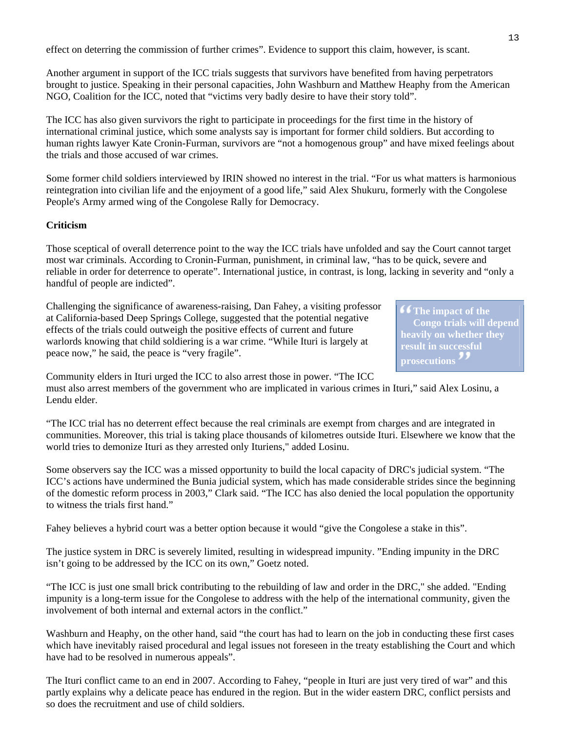effect on deterring the commission of further crimes". Evidence to support this claim, however, is scant.

Another argument in support of the ICC trials suggests that survivors have benefited from having perpetrators brought to justice. Speaking in their personal capacities, John Washburn and Matthew Heaphy from the American NGO, Coalition for the ICC, noted that "victims very badly desire to have their story told".

The ICC has also given survivors the right to participate in proceedings for the first time in the history of international criminal justice, which some analysts say is important for former child soldiers. But according to human rights lawyer Kate Cronin-Furman, survivors are "not a homogenous group" and have mixed feelings about the trials and those accused of war crimes.

Some former child soldiers interviewed by IRIN showed no interest in the trial. "For us what matters is harmonious reintegration into civilian life and the enjoyment of a good life," said Alex Shukuru, formerly with the Congolese People's Army armed wing of the Congolese Rally for Democracy.

**Criticism**

Those sceptical of overall deterrence point to the way the ICC trials have unfolded and say the Court cannot target most war criminals. According to Cronin-Furman, punishment, in criminal law, "has to be quick, severe and reliable in order for deterrence to operate". International justice, in contrast, is long, lacking in severity and "only a handful of people are indicted".

Challenging the significance of awareness-raising, Dan Fahey, a visiting professor at California-based Deep Springs College, suggested that the potential negative effects of the trials could outweigh the positive effects of current and future warlords knowing that child soldiering is a war crime. "While Ituri is largely at peace now," he said, the peace is "very fragile".

> **"The impact of the Congo trials will depend heavily on whether they result in successful prosecutions"**

Community elders in Ituri urged the ICC to also arrest those in power. "The ICC must also arrest members of the government who are implicated in various crimes in Ituri," said Alex Losinu, a Lendu elder.

"The ICC trial has no deterrent effect because the real criminals are exempt from charges and are integrated in communities. Moreover, this trial is taking place thousands of kilometres outside Ituri. Elsewhere we know that the world tries to demonize Ituri as they arrested only Ituriens," added Losinu.

Some observers say the ICC was a missed opportunity to build the local capacity of DRC's judicial system. "The ICC's actions have undermined the Bunia judicial system, which has made considerable strides since the beginning of the domestic reform process in 2003," Clark said. "The ICC has also denied the local population the opportunity to witness the trials first hand."

Fahey believes a hybrid court was a better option because it would "give the Congolese a stake in this".

The justice system in DRC is severely limited, resulting in widespread impunity. "Ending impunity in the DRC isn't going to be addressed by the ICC on its own," Goetz noted.

"The ICC is just one small brick contributing to the rebuilding of law and order in the DRC," she added. "Ending impunity is a long-term issue for the Congolese to address with the help of the international community, given the involvement of both internal and external actors in the conflict."

Washburn and Heaphy, on the other hand, said "the court has had to learn on the job in conducting these first cases which have inevitably raised procedural and legal issues not foreseen in the treaty establishing the Court and which have had to be resolved in numerous appeals".

The Ituri conflict came to an end in 2007. According to Fahey, "people in Ituri are just very tired of war" and this partly explains why a delicate peace has endured in the region. But in the wider eastern DRC, conflict persists and so does the recruitment and use of child soldiers.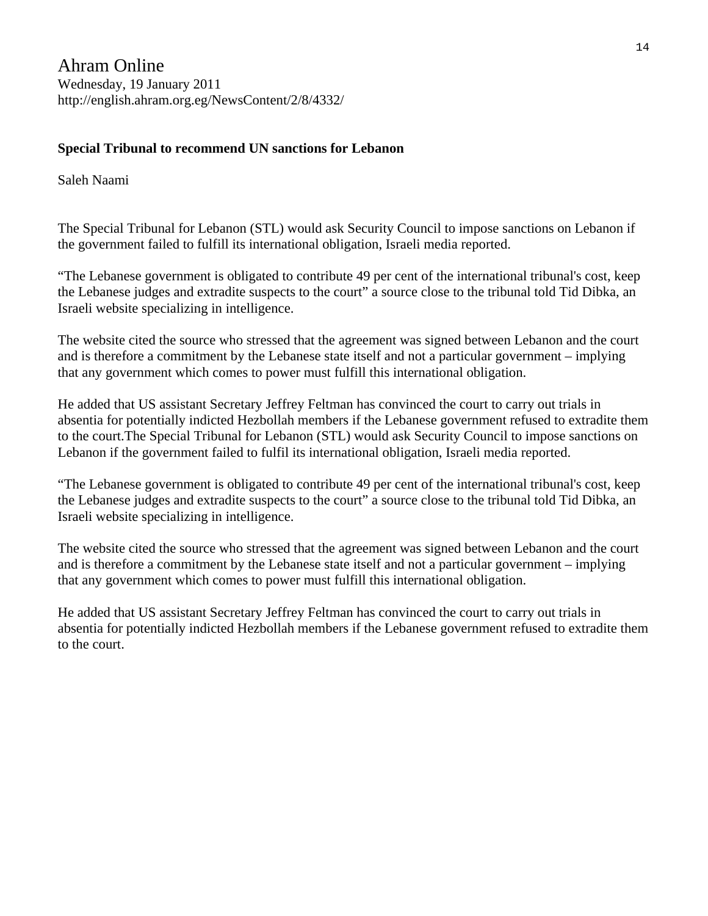# Ahram Online

Wednesday, 19 January 2011
http://english.ahram.org.eg/NewsContent/2/8/4332/

**Special Tribunal to recommend UN sanctions for Lebanon**

Saleh Naami

The Special Tribunal for Lebanon (STL) would ask Security Council to impose sanctions on Lebanon if the government failed to fulfill its international obligation, Israeli media reported.

“The Lebanese government is obligated to contribute 49 per cent of the international tribunal's cost, keep the Lebanese judges and extradite suspects to the court” a source close to the tribunal told Tid Dibka, an Israeli website specializing in intelligence.

The website cited the source who stressed that the agreement was signed between Lebanon and the court and is therefore a commitment by the Lebanese state itself and not a particular government – implying that any government which comes to power must fulfill this international obligation.

He added that US assistant Secretary Jeffrey Feltman has convinced the court to carry out trials in absentia for potentially indicted Hezbollah members if the Lebanese government refused to extradite them to the court.The Special Tribunal for Lebanon (STL) would ask Security Council to impose sanctions on Lebanon if the government failed to fulfil its international obligation, Israeli media reported.

“The Lebanese government is obligated to contribute 49 per cent of the international tribunal's cost, keep the Lebanese judges and extradite suspects to the court” a source close to the tribunal told Tid Dibka, an Israeli website specializing in intelligence.

The website cited the source who stressed that the agreement was signed between Lebanon and the court and is therefore a commitment by the Lebanese state itself and not a particular government – implying that any government which comes to power must fulfill this international obligation.

He added that US assistant Secretary Jeffrey Feltman has convinced the court to carry out trials in absentia for potentially indicted Hezbollah members if the Lebanese government refused to extradite them to the court.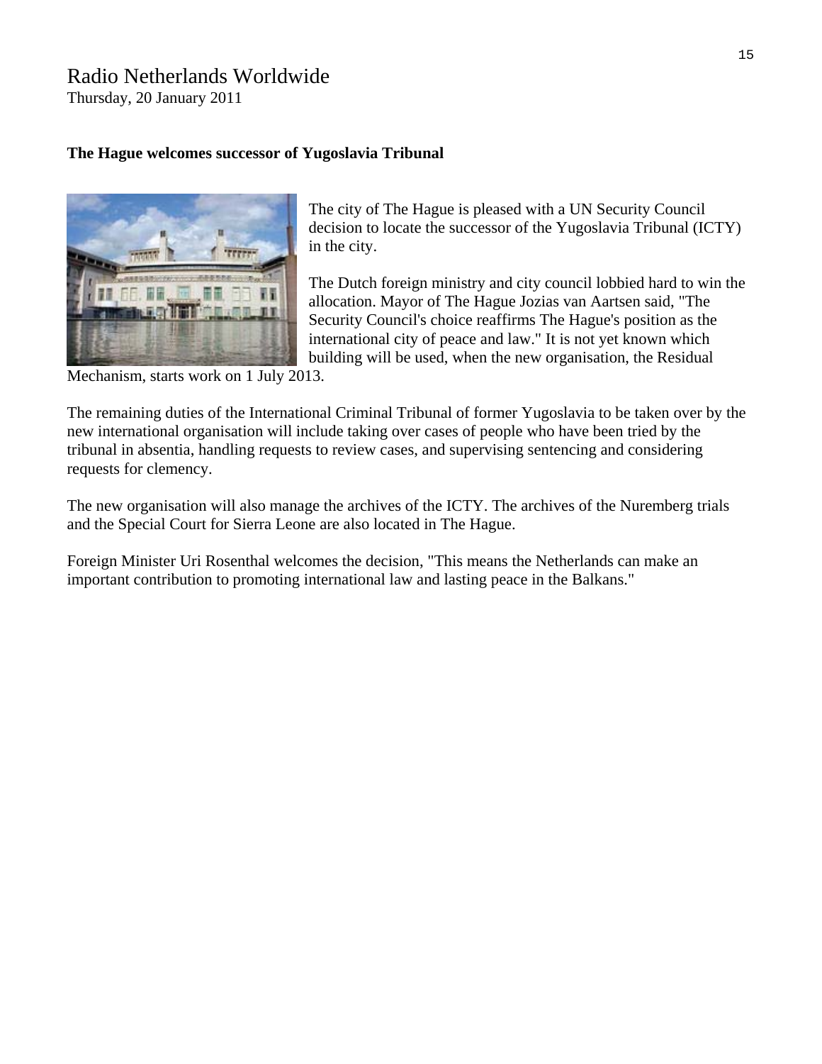# Radio Netherlands Worldwide

Thursday, 20 January 2011

**The Hague welcomes successor of Yugoslavia Tribunal**

The city of The Hague is pleased with a UN Security Council decision to locate the successor of the Yugoslavia Tribunal (ICTY) in the city.

The Dutch foreign ministry and city council lobbied hard to win the allocation. Mayor of The Hague Jozias van Aartsen said, "The Security Council's choice reaffirms The Hague's position as the international city of peace and law." It is not yet known which building will be used, when the new organisation, the Residual Mechanism, starts work on 1 July 2013.

The remaining duties of the International Criminal Tribunal of former Yugoslavia to be taken over by the new international organisation will include taking over cases of people who have been tried by the tribunal in absentia, handling requests to review cases, and supervising sentencing and considering requests for clemency.

The new organisation will also manage the archives of the ICTY. The archives of the Nuremberg trials and the Special Court for Sierra Leone are also located in The Hague.

Foreign Minister Uri Rosenthal welcomes the decision, "This means the Netherlands can make an important contribution to promoting international law and lasting peace in the Balkans."